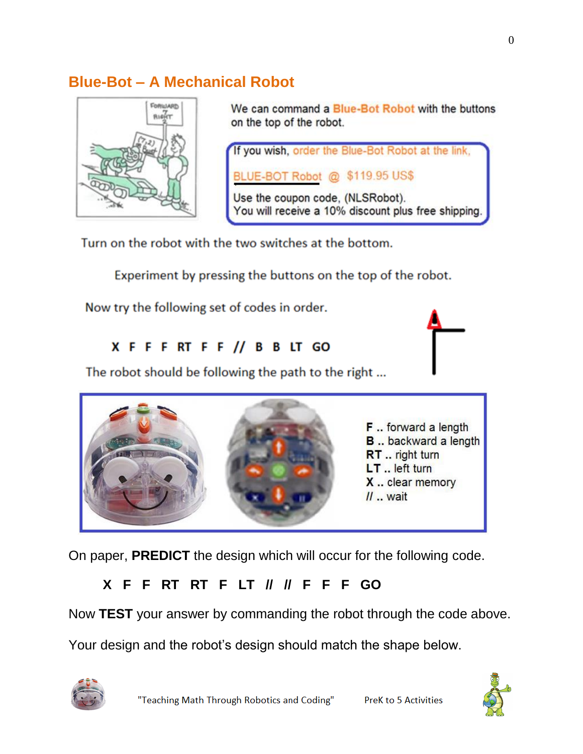## Blue-Bot – A Mechanical Robot

We can command a Blue-Bot Robot with the buttons on the top of the robot.

If you wish, order the Blue-Bot Robot at the link,

BLUE-BOT Robot @ $119.95 US$

Use the coupon code, (NLSRobot).
You will receive a 10% discount plus free shipping.

Turn on the robot with the two switches at the bottom.

Experiment by pressing the buttons on the top of the robot.

Now try the following set of codes in order.

**X F F F RT F F // B B LT GO**

The robot should be following the path to the right ...

F .. forward a length
B .. backward a length
RT .. right turn
LT .. left turn
X .. clear memory
// .. wait

On paper, **PREDICT** the design which will occur for the following code.

**X F F RT RT F LT // // F F F GO**

Now **TEST** your answer by commanding the robot through the code above.

Your design and the robot's design should match the shape below.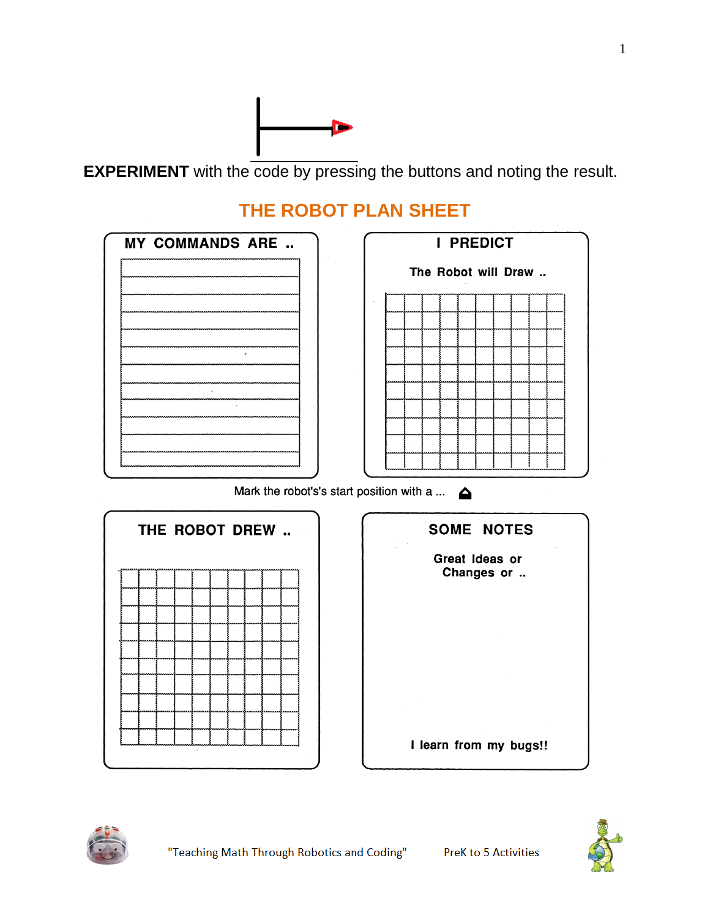**EXPERIMENT** with the code by pressing the buttons and noting the result.

## THE ROBOT PLAN SHEET

**MY COMMANDS ARE ..**

**I PREDICT**

**The Robot will Draw ..**

Mark the robot's's start position with a ...

**THE ROBOT DREW ..**

**SOME NOTES**

**Great Ideas or Changes or ..**

**I learn from my bugs!!**

"Teaching Math Through Robotics and Coding" PreK to 5 Activities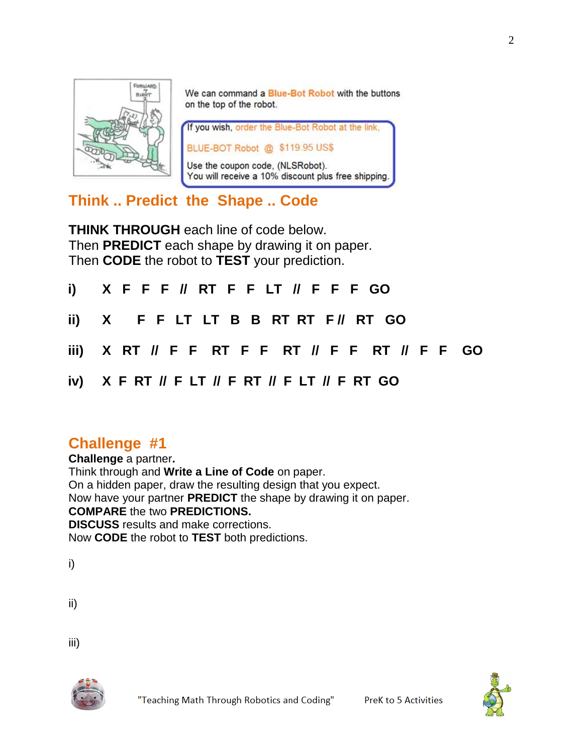We can command a Blue-Bot Robot with the buttons on the top of the robot.

If you wish, order the Blue-Bot Robot at the link,

BLUE-BOT Robot @ $119.95 US$

Use the coupon code, (NLSRobot).
You will receive a 10% discount plus free shipping.

## Think .. Predict the Shape .. Code

**THINK THROUGH** each line of code below.
Then **PREDICT** each shape by drawing it on paper.
Then **CODE** the robot to **TEST** your prediction.

**i)** **X F F F // RT F F LT // F F F GO**

**ii)** **X F F LT LT B B RT RT F // RT GO**

**iii)** **X RT // F F RT F F RT // F F RT // F F GO**

**iv)** **X F RT // F LT // F RT // F LT // F RT GO**

## Challenge #1

**Challenge** a partner**.**
Think through and **Write a Line of Code** on paper.
On a hidden paper, draw the resulting design that you expect.
Now have your partner **PREDICT** the shape by drawing it on paper.
**COMPARE** the two **PREDICTIONS.**
**DISCUSS** results and make corrections.
Now **CODE** the robot to **TEST** both predictions.

i)

ii)

iii)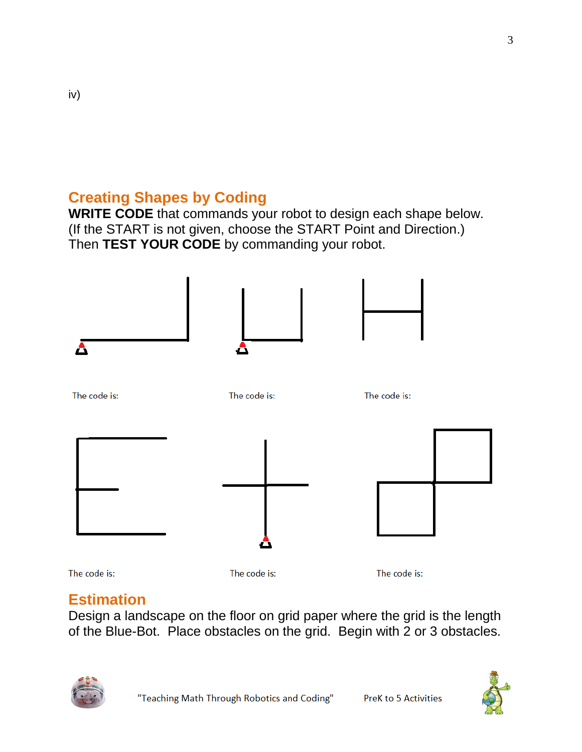iv)

## Creating Shapes by Coding

**WRITE CODE** that commands your robot to design each shape below.
(If the START is not given, choose the START Point and Direction.)
Then **TEST YOUR CODE** by commanding your robot.

The code is:

The code is:

The code is:

The code is:

The code is:

The code is:

## Estimation

Design a landscape on the floor on grid paper where the grid is the length of the Blue-Bot. Place obstacles on the grid. Begin with 2 or 3 obstacles.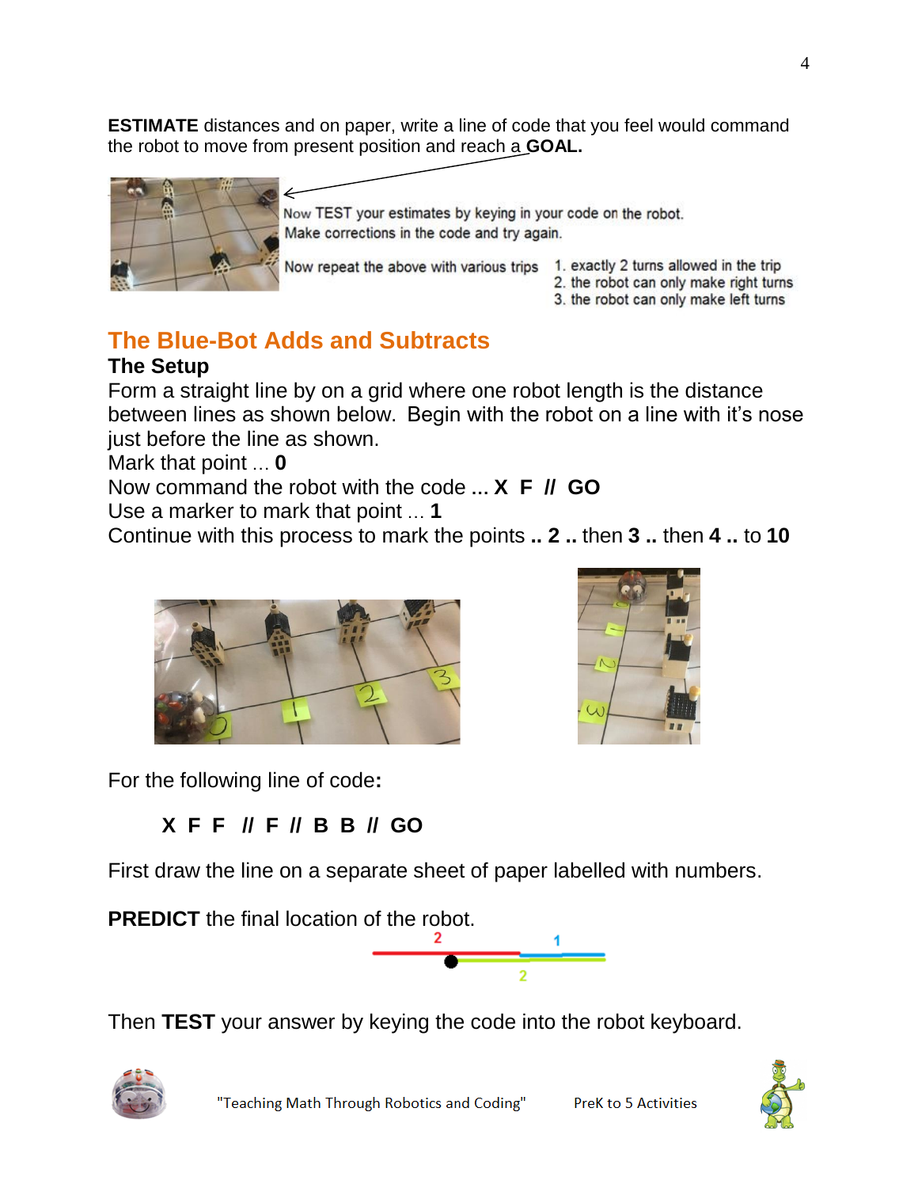**ESTIMATE** distances and on paper, write a line of code that you feel would command the robot to move from present position and reach a **GOAL.**

Now TEST your estimates by keying in your code on the robot.
Make corrections in the code and try again.

Now repeat the above with various trips

1. exactly 2 turns allowed in the trip
2. the robot can only make right turns
3. the robot can only make left turns

## The Blue-Bot Adds and Subtracts

### The Setup

Form a straight line by on a grid where one robot length is the distance between lines as shown below. Begin with the robot on a line with it's nose just before the line as shown.

Mark that point ... **0**

Now command the robot with the code ... **X F // GO**

Use a marker to mark that point ... **1**

Continue with this process to mark the points **.. 2 ..** then **3 ..** then **4 ..** to **10**

For the following line of code**:**

**X F F // F // B B // GO**

First draw the line on a separate sheet of paper labelled with numbers.

**PREDICT** the final location of the robot.

Then **TEST** your answer by keying the code into the robot keyboard.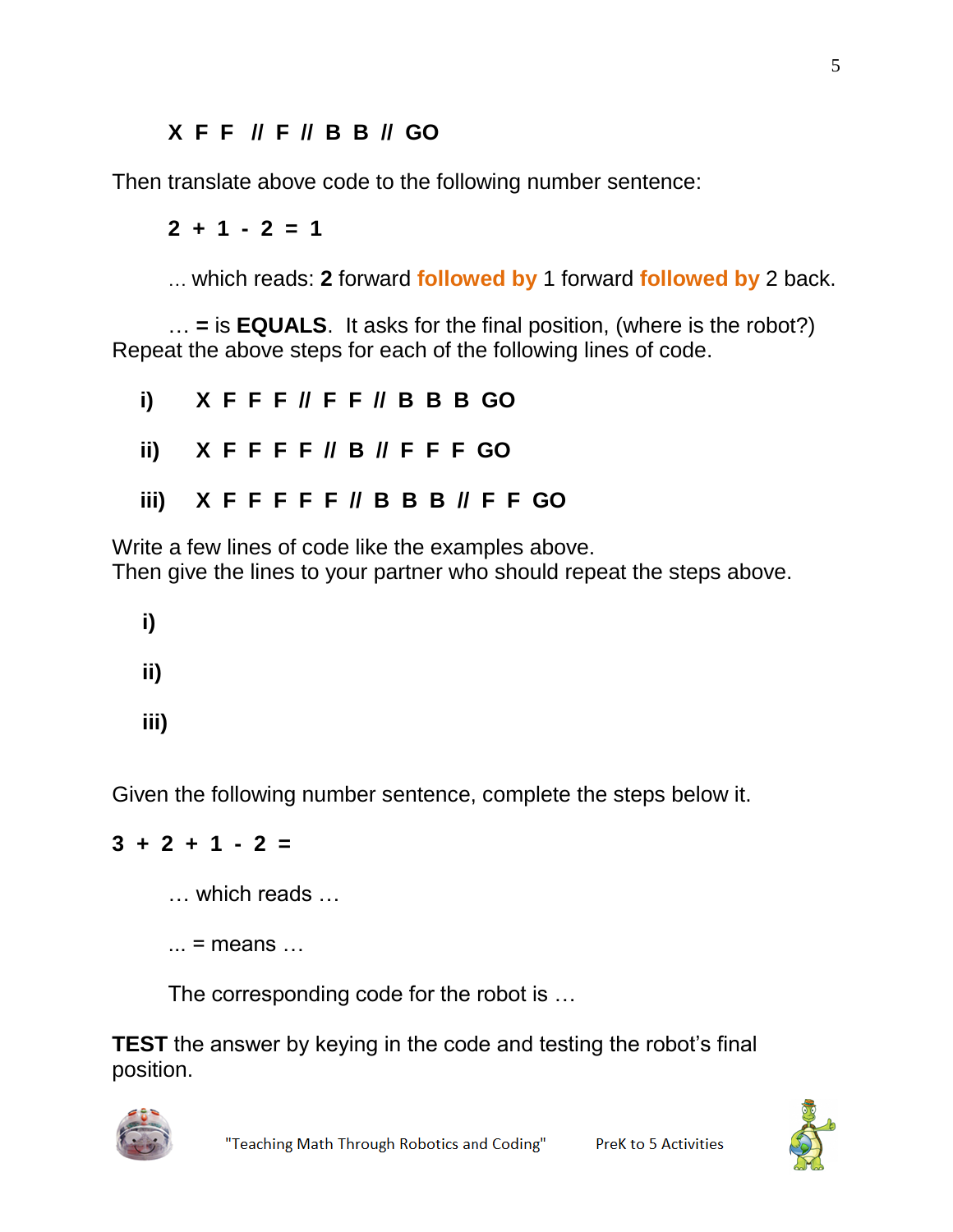**X F F // F // B B // GO**

Then translate above code to the following number sentence:

**2 + 1 - 2 = 1**

… which reads: **2** forward **followed by** 1 forward **followed by** 2 back.

… **=** is **EQUALS**. It asks for the final position, (where is the robot?)
Repeat the above steps for each of the following lines of code.

**i)** **X F F F // F F // B B B GO**

**ii)** **X F F F F // B // F F F GO**

**iii)** **X F F F F F // B B B // F F GO**

Write a few lines of code like the examples above.
Then give the lines to your partner who should repeat the steps above.

**i)**

**ii)**

**iii)**

Given the following number sentence, complete the steps below it.

**3 + 2 + 1 - 2 =**

… which reads …

... = means …

The corresponding code for the robot is …

**TEST** the answer by keying in the code and testing the robot's final position.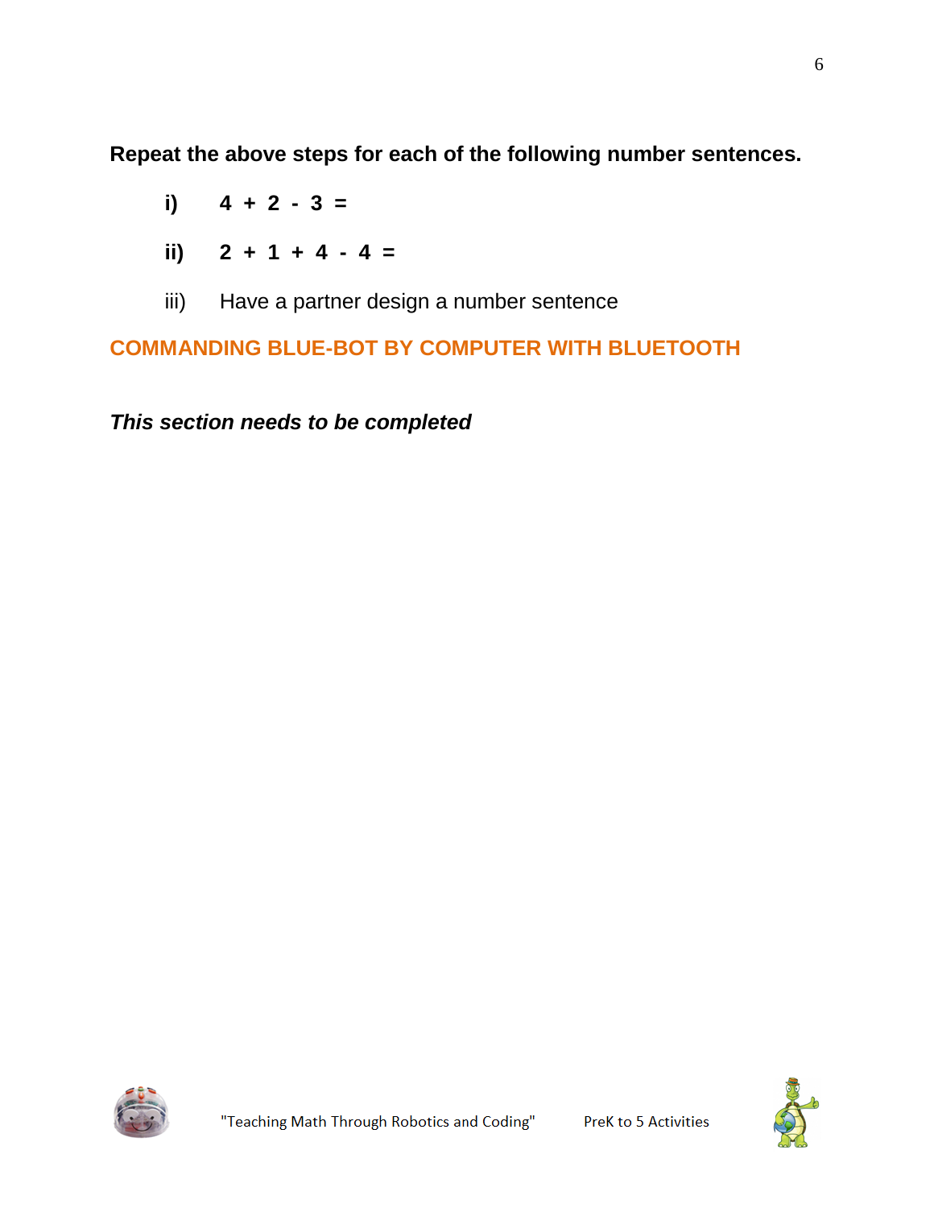**Repeat the above steps for each of the following number sentences.**

**i)** **4 + 2 - 3 =**

**ii)** **2 + 1 + 4 - 4 =**

iii) Have a partner design a number sentence

## COMMANDING BLUE-BOT BY COMPUTER WITH BLUETOOTH

***This section needs to be completed***